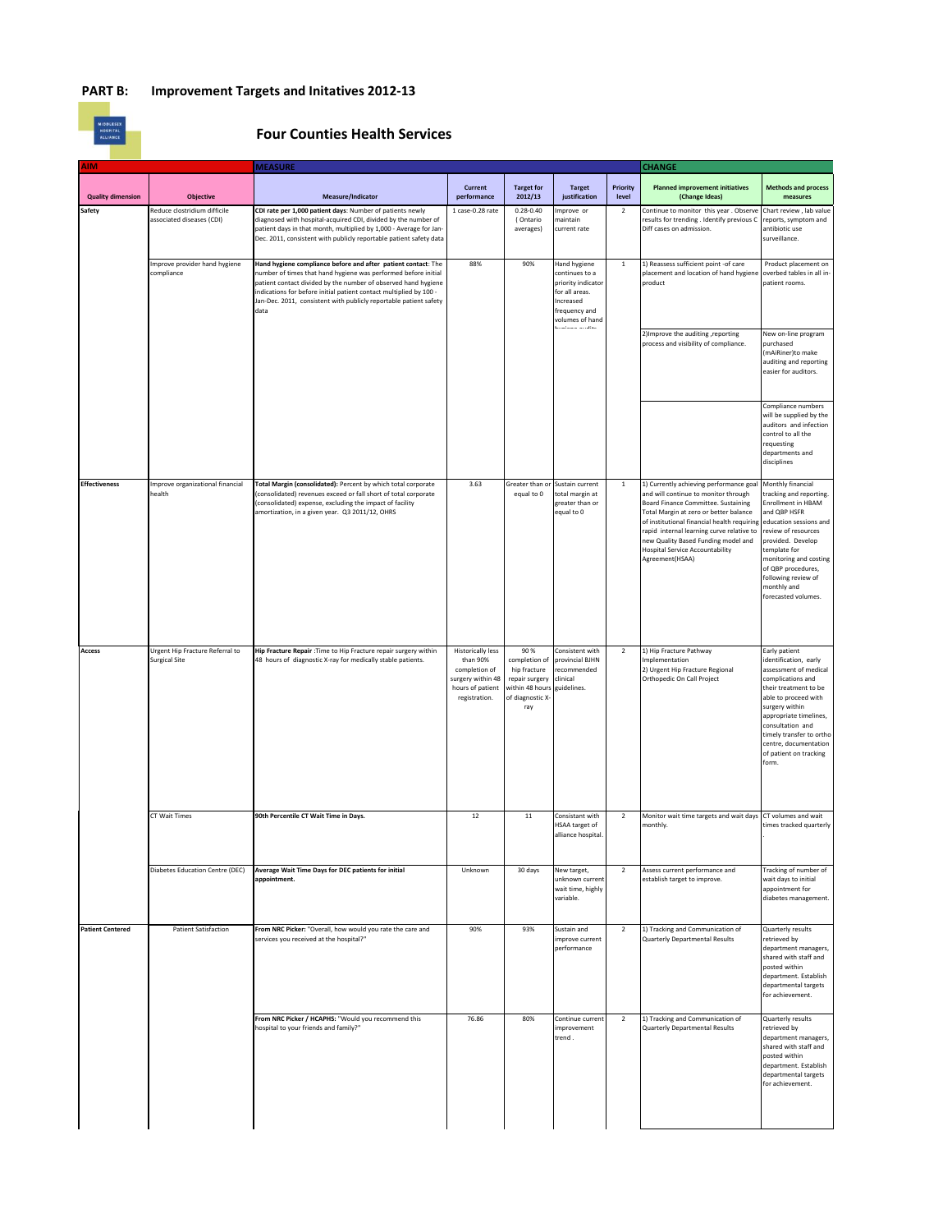## PART B: Improvement Targets and Initatives 2012-13

## Four Counties Health Services

| AIM | | MEASURE | | | | | CHANGE | |
|---|---|---|---|---|---|---|---|---|
| **Quality dimension** | **Objective** | **Measure/Indicator** | **Current performance** | **Target for 2012/13** | **Target justification** | **Priority level** | **Planned improvement initiatives (Change Ideas)** | **Methods and process measures** |
| **Safety** | Reduce clostridium difficile associated diseases (CDI) | **CDI rate per 1,000 patient days**: Number of patients newly diagnosed with hospital-acquired CDI, divided by the number of patient days in that month, multiplied by 1,000 - Average for Jan-Dec. 2011, consistent with publicly reportable patient safety data | 1 case-0.28 rate | 0.28-0.40 ( Ontario averages) | Improve or maintain current rate | 2 | Continue to monitor this year . Observe results for trending . Identify previous C Diff cases on admission. | Chart review , lab value reports, symptom and antibiotic use surveillance. |
| | Improve provider hand hygiene compliance | **Hand hygiene compliance before and after patient contact**: The number of times that hand hygiene was performed before initial patient contact divided by the number of observed hand hygiene indications for before initial patient contact multiplied by 100 - Jan-Dec. 2011, consistent with publicly reportable patient safety data | 88% | 90% | Hand hygiene continues to a priority indicator for all areas. Increased frequency and volumes of hand hygiene audits | 1 | 1) Reassess sufficient point -of care placement and location of hand hygiene product | Product placement on overbed tables in all in-patient rooms. |
| | | | | | | | 2)Improve the auditing ,reporting process and visibility of compliance. | New on-line program purchased (mAiRiner)to make auditing and reporting easier for auditors. |
| | | | | | | | | Compliance numbers will be supplied by the auditors and infection control to all the requesting departments and disciplines |
| **Effectiveness** | Improve organizational financial health | **Total Margin (consolidated):** Percent by which total corporate (consolidated) revenues exceed or fall short of total corporate (consolidated) expense, excluding the impact of facility amortization, in a given year. Q3 2011/12, OHRS | 3.63 | Greater than or equal to 0 | Sustain current total margin at greater than or equal to 0 | 1 | 1) Currently achieving performance goal and will continue to monitor through Board Finance Committee. Sustaining Total Margin at zero or better balance of institutional financial health requiring rapid internal learning curve relative to new Quality Based Funding model and Hospital Service Accountability Agreement(HSAA) | Monthly financial tracking and reporting. Enrollment in HBAM and QBP HSFR education sessions and review of resources provided. Develop template for monitoring and costing of QBP procedures, following review of monthly and forecasted volumes. |
| **Access** | Urgent Hip Fracture Referral to Surgical Site | **Hip Fracture Repair** :Time to Hip Fracture repair surgery within 48 hours of diagnostic X-ray for medically stable patients. | Historically less than 90% completion of surgery within 48 hours of patient registration. | 90 % completion of hip fracture repair surgery within 48 hours of diagnostic X-ray | Consistent with provincial BJHN recommended clinical guidelines. | 2 | 1) Hip Fracture Pathway Implementation<br>2) Urgent Hip Fracture Regional Orthopedic On Call Project | Early patient identification, early assessment of medical complications and their treatment to be able to proceed with surgery within appropriate timelines, consultation and timely transfer to ortho centre, documentation of patient on tracking form. |
| | CT Wait Times | **90th Percentile CT Wait Time in Days.** | 12 | 11 | Consistant with HSAA target of alliance hospital. | 2 | Monitor wait time targets and wait days monthly. | CT volumes and wait times tracked quarterly . |
| | Diabetes Education Centre (DEC) | **Average Wait Time Days for DEC patients for initial appointment.** | Unknown | 30 days | New target, unknown current wait time, highly variable. | 2 | Assess current performance and establish target to improve. | Tracking of number of wait days to initial appointment for diabetes management. |
| **Patient Centered** | Patient Satisfaction | **From NRC Picker:** "Overall, how would you rate the care and services you received at the hospital?" | 90% | 93% | Sustain and improve current performance | 2 | 1) Tracking and Communication of Quarterly Departmental Results | Quarterly results retrieved by department managers, shared with staff and posted within department. Establish departmental targets for achievement. |
| | | **From NRC Picker / HCAPHS:** "Would you recommend this hospital to your friends and family?" | 76.86 | 80% | Continue current improvement trend . | 2 | 1) Tracking and Communication of Quarterly Departmental Results | Quarterly results retrieved by department managers, shared with staff and posted within department. Establish departmental targets for achievement. |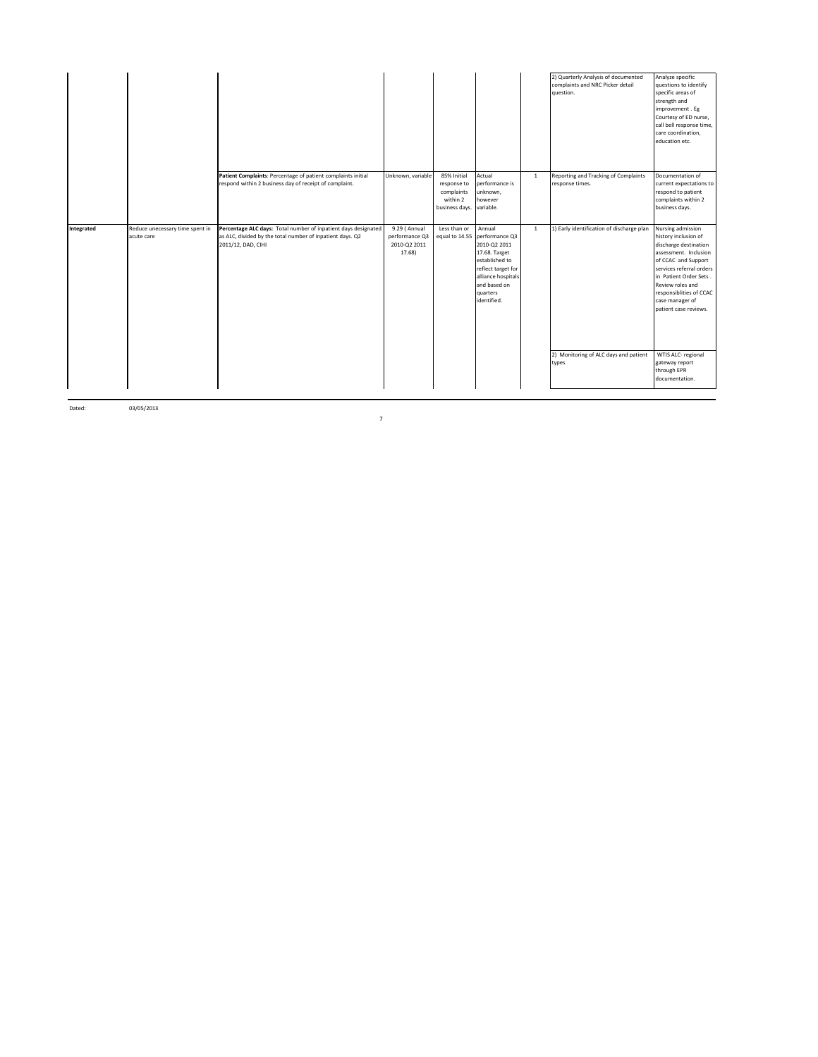| | | | | | | | | |
|---|---|---|---|---|---|---|---|---|
| | | | | | | | 2) Quarterly Analysis of documented complaints and NRC Picker detail question. | Analyze specific questions to identify specific areas of strength and improvement . Eg Courtesy of ED nurse, call bell response time, care coordination, education etc. |
| | | **Patient Complaints**: Percentage of patient complaints initial respond within 2 business day of receipt of complaint. | Unknown, variable | 85% Initial response to complaints within 2 business days. | Actual performance is unknown, however variable. | 1 | Reporting and Tracking of Complaints response times. | Documentation of current expectations to respond to patient complaints within 2 business days. |
| **Integrated** | Reduce unecessary time spent in acute care | **Percentage ALC days:** Total number of inpatient days designated as ALC, divided by the total number of inpatient days. Q2 2011/12, DAD, CIHI | 9.29 ( Annual performance Q3 2010-Q2 2011 17.68) | Less than or equal to 14.55 | Annual performance Q3 2010-Q2 2011 17.68. Target established to reflect target for alliance hospitals and based on quarters identified. | 1 | 1) Early identification of discharge plan | Nursing admission history inclusion of discharge destination assessment. Inclusion of CCAC and Support services referral orders in Patient Order Sets . Review roles and responsiblities of CCAC case manager of patient case reviews. |
| | | | | | | | 2) Monitoring of ALC days and patient types | WTIS ALC- regional gateway report through EPR documentation. |

Dated: 03/05/2013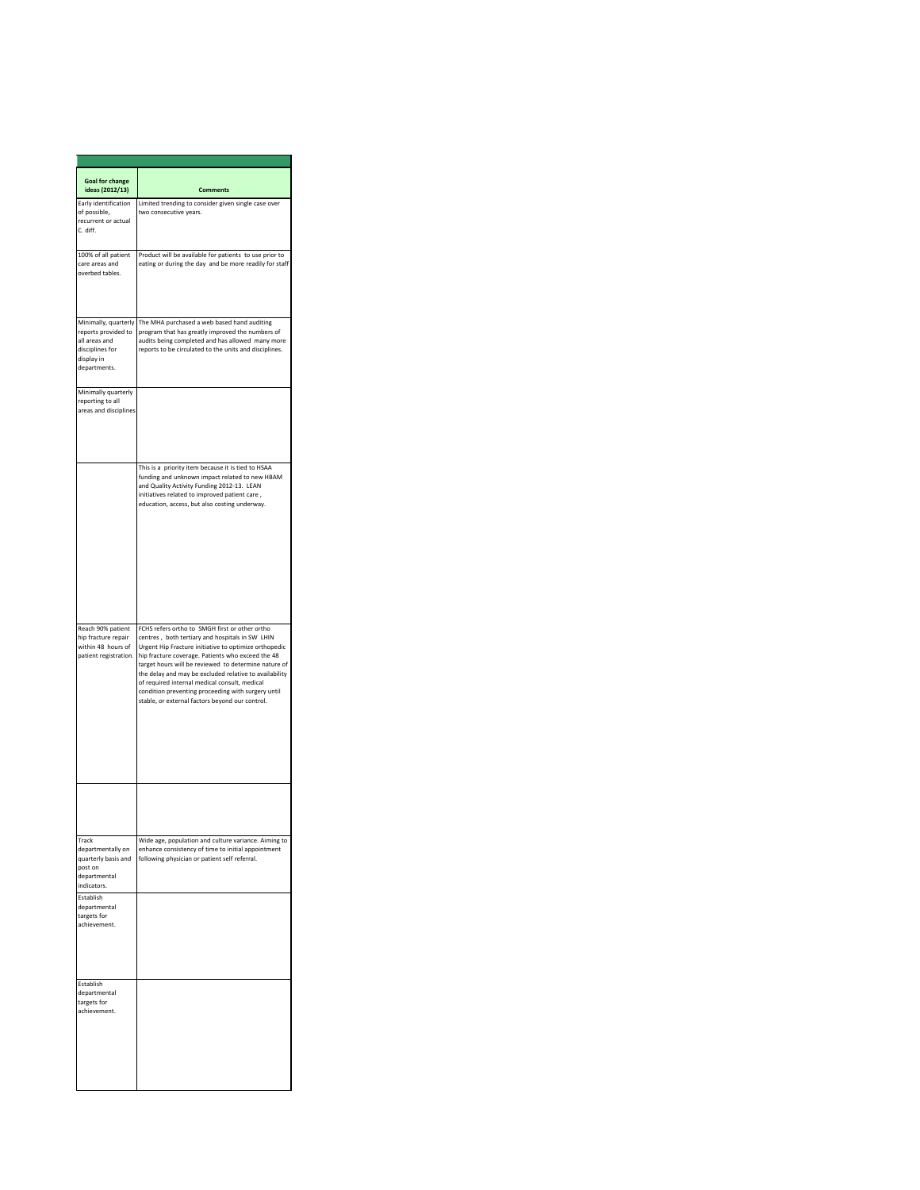| Goal for change ideas (2012/13) | Comments |
|---|---|
| Early identification of possible, recurrent or actual C. diff. | Limited trending to consider given single case over two consecutive years. |
| 100% of all patient care areas and overbed tables. | Product will be available for patients to use prior to eating or during the day and be more readily for staff |
| Minimally, quarterly reports provided to all areas and disciplines for display in departments. | The MHA purchased a web based hand auditing program that has greatly improved the numbers of audits being completed and has allowed many more reports to be circulated to the units and disciplines. |
| Minimally quarterly reporting to all areas and disciplines | |
| | This is a priority item because it is tied to HSAA funding and unknown impact related to new HBAM and Quality Activity Funding 2012-13. LEAN initiatives related to improved patient care , education, access, but also costing underway. |
| Reach 90% patient hip fracture repair within 48 hours of patient registration. | FCHS refers ortho to SMGH first or other ortho centres , both tertiary and hospitals in SW LHIN Urgent Hip Fracture initiative to optimize orthopedic hip fracture coverage. Patients who exceed the 48 target hours will be reviewed to determine nature of the delay and may be excluded relative to availability of required internal medical consult, medical condition preventing proceeding with surgery until stable, or external factors beyond our control. |
| | |
| Track departmentally on quarterly basis and post on departmental indicators. | Wide age, population and culture variance. Aiming to enhance consistency of time to initial appointment following physician or patient self referral. |
| Establish departmental targets for achievement. | |
| Establish departmental targets for achievement. | |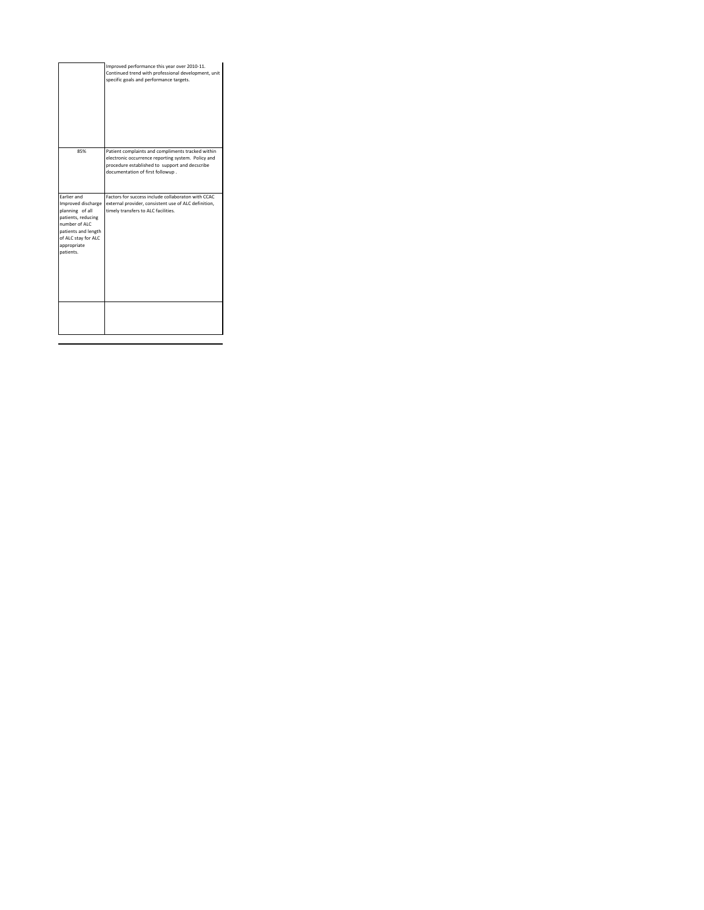| | |
|---|---|
| | Improved performance this year over 2010-11. Continued trend with professional development, unit specific goals and performance targets. |
| 85% | Patient complaints and compliments tracked within electronic occurrence reporting system. Policy and procedure established to support and decscribe documentation of first followup . |
| Earlier and Improved discharge planning of all patients, reducing number of ALC patients and length of ALC stay for ALC appropriate patients. | Factors for success include collaboraton with CCAC external provider, consistent use of ALC definition, timely transfers to ALC facilities. |
| | |